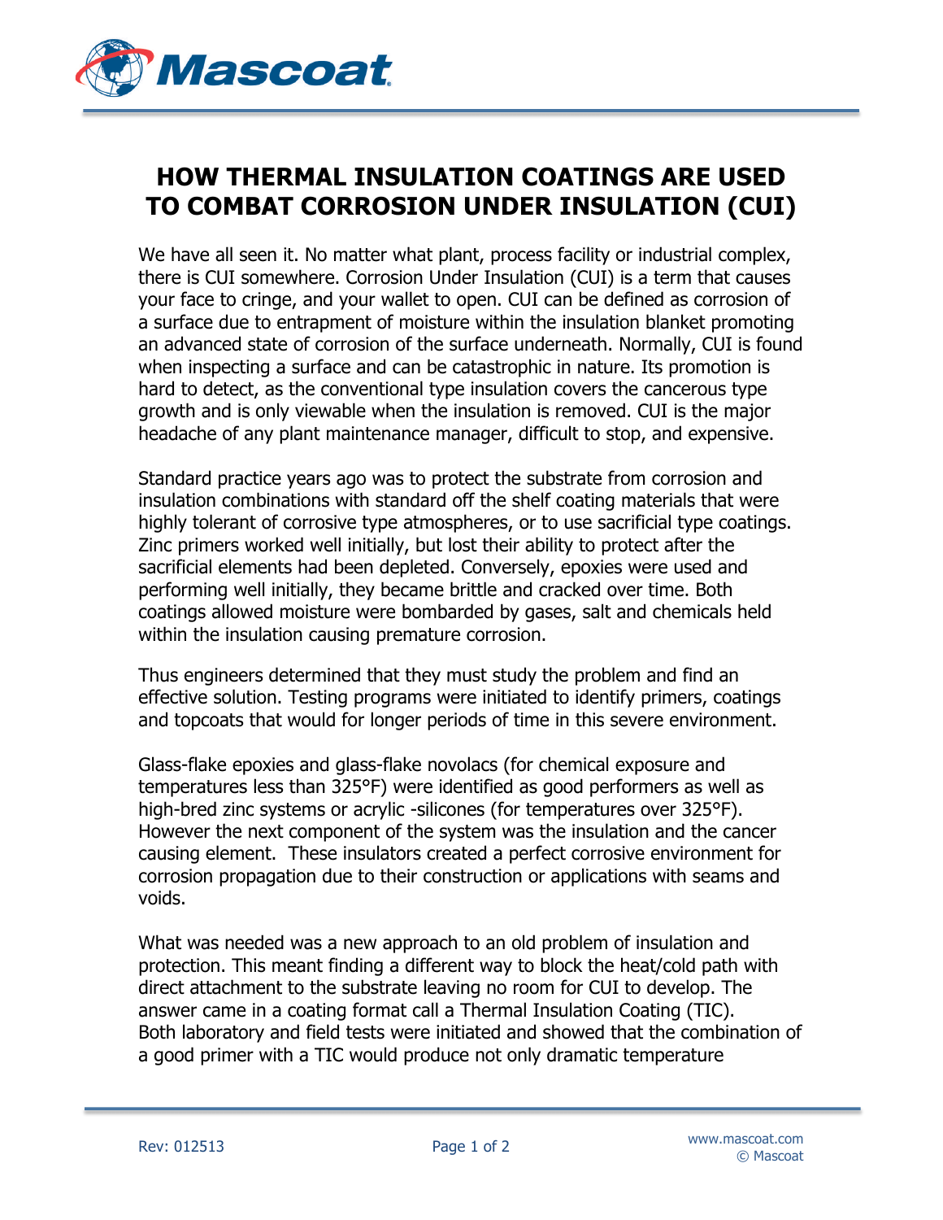# HOW THERMAL INSULATION COATINGS ARE USED TO COMBAT CORROSION UNDER INSULATION (CUI)

We have all seen it. No matter what plant, process facility or industrial complex, there is CUI somewhere. Corrosion Under Insulation (CUI) is a term that causes your face to cringe, and your wallet to open. CUI can be defined as corrosion of a surface due to entrapment of moisture within the insulation blanket promoting an advanced state of corrosion of the surface underneath. Normally, CUI is found when inspecting a surface and can be catastrophic in nature. Its promotion is hard to detect, as the conventional type insulation covers the cancerous type growth and is only viewable when the insulation is removed. CUI is the major headache of any plant maintenance manager, difficult to stop, and expensive.

Standard practice years ago was to protect the substrate from corrosion and insulation combinations with standard off the shelf coating materials that were highly tolerant of corrosive type atmospheres, or to use sacrificial type coatings. Zinc primers worked well initially, but lost their ability to protect after the sacrificial elements had been depleted. Conversely, epoxies were used and performing well initially, they became brittle and cracked over time. Both coatings allowed moisture were bombarded by gases, salt and chemicals held within the insulation causing premature corrosion.

Thus engineers determined that they must study the problem and find an effective solution. Testing programs were initiated to identify primers, coatings and topcoats that would for longer periods of time in this severe environment.

Glass-flake epoxies and glass-flake novolacs (for chemical exposure and temperatures less than 325°F) were identified as good performers as well as high-bred zinc systems or acrylic -silicones (for temperatures over 325°F). However the next component of the system was the insulation and the cancer causing element. These insulators created a perfect corrosive environment for corrosion propagation due to their construction or applications with seams and voids.

What was needed was a new approach to an old problem of insulation and protection. This meant finding a different way to block the heat/cold path with direct attachment to the substrate leaving no room for CUI to develop. The answer came in a coating format call a Thermal Insulation Coating (TIC). Both laboratory and field tests were initiated and showed that the combination of a good primer with a TIC would produce not only dramatic temperature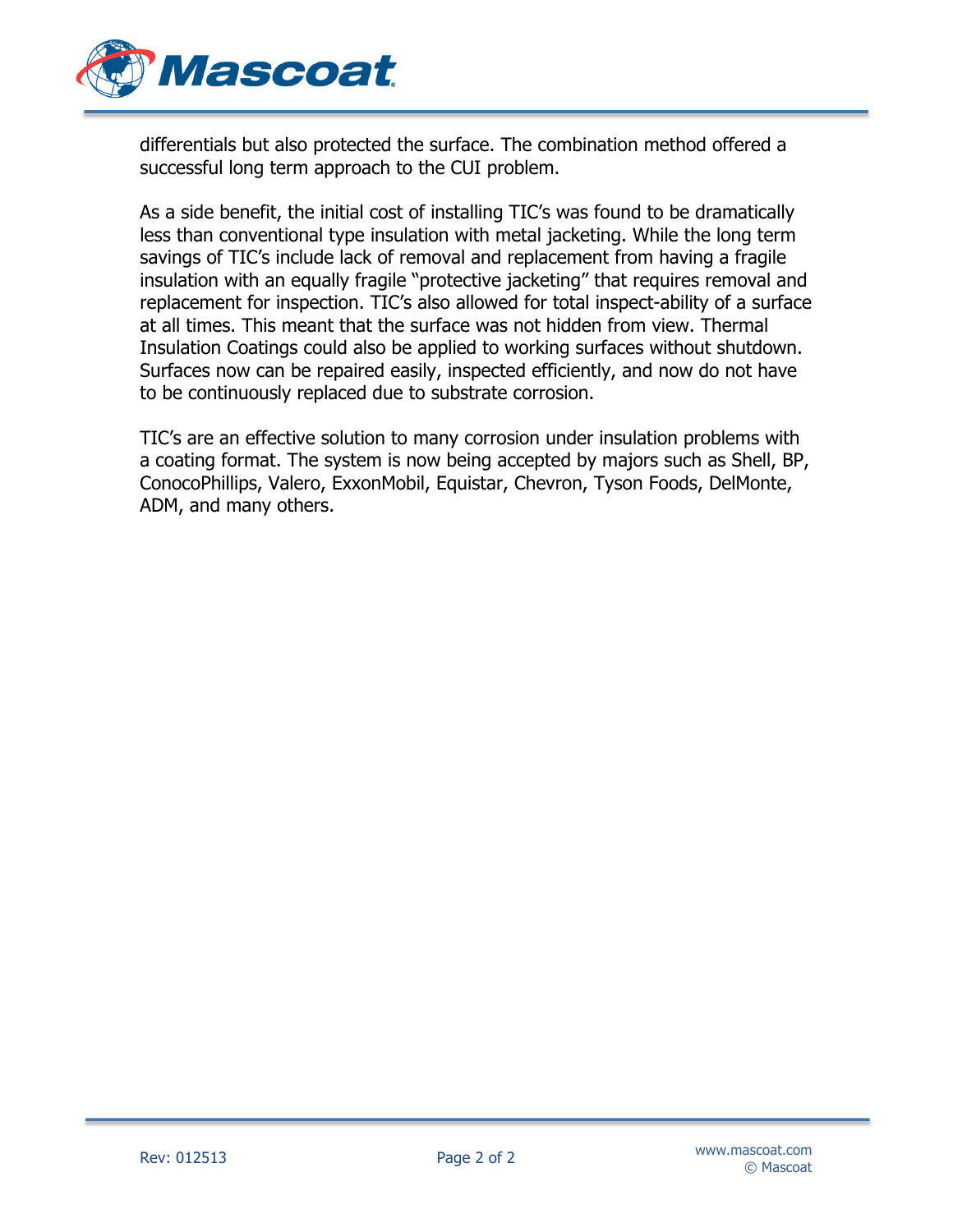differentials but also protected the surface. The combination method offered a successful long term approach to the CUI problem.

As a side benefit, the initial cost of installing TIC's was found to be dramatically less than conventional type insulation with metal jacketing. While the long term savings of TIC's include lack of removal and replacement from having a fragile insulation with an equally fragile "protective jacketing" that requires removal and replacement for inspection. TIC's also allowed for total inspect-ability of a surface at all times. This meant that the surface was not hidden from view. Thermal Insulation Coatings could also be applied to working surfaces without shutdown. Surfaces now can be repaired easily, inspected efficiently, and now do not have to be continuously replaced due to substrate corrosion.

TIC's are an effective solution to many corrosion under insulation problems with a coating format. The system is now being accepted by majors such as Shell, BP, ConocoPhillips, Valero, ExxonMobil, Equistar, Chevron, Tyson Foods, DelMonte, ADM, and many others.